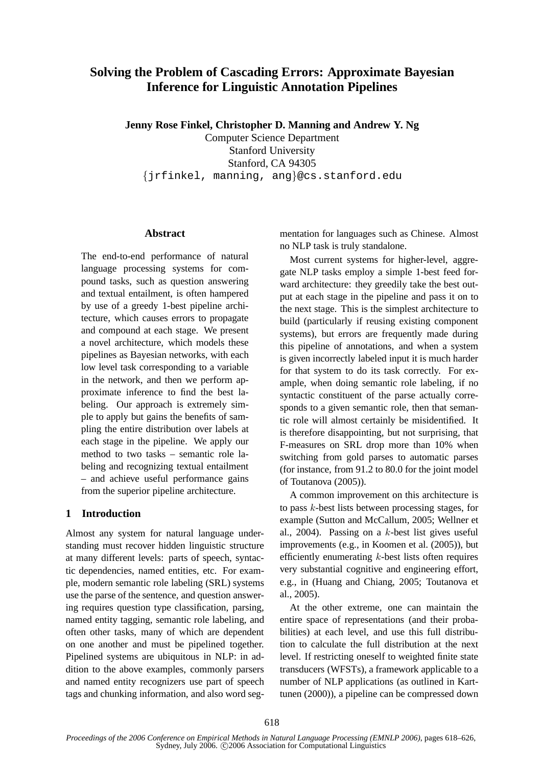# Solving the Problem of Cascading Errors: Approximate Bayesian Inference for Linguistic Annotation Pipelines

**Jenny Rose Finkel, Christopher D. Manning and Andrew Y. Ng**

Computer Science Department
Stanford University
Stanford, CA 94305
{jrfinkel, manning, ang}@cs.stanford.edu

## Abstract

The end-to-end performance of natural language processing systems for compound tasks, such as question answering and textual entailment, is often hampered by use of a greedy 1-best pipeline architecture, which causes errors to propagate and compound at each stage. We present a novel architecture, which models these pipelines as Bayesian networks, with each low level task corresponding to a variable in the network, and then we perform approximate inference to find the best labeling. Our approach is extremely simple to apply but gains the benefits of sampling the entire distribution over labels at each stage in the pipeline. We apply our method to two tasks – semantic role labeling and recognizing textual entailment – and achieve useful performance gains from the superior pipeline architecture.

## 1 Introduction

Almost any system for natural language understanding must recover hidden linguistic structure at many different levels: parts of speech, syntactic dependencies, named entities, etc. For example, modern semantic role labeling (SRL) systems use the parse of the sentence, and question answering requires question type classification, parsing, named entity tagging, semantic role labeling, and often other tasks, many of which are dependent on one another and must be pipelined together. Pipelined systems are ubiquitous in NLP: in addition to the above examples, commonly parsers and named entity recognizers use part of speech tags and chunking information, and also word segmentation for languages such as Chinese. Almost no NLP task is truly standalone.

Most current systems for higher-level, aggregate NLP tasks employ a simple 1-best feed forward architecture: they greedily take the best output at each stage in the pipeline and pass it on to the next stage. This is the simplest architecture to build (particularly if reusing existing component systems), but errors are frequently made during this pipeline of annotations, and when a system is given incorrectly labeled input it is much harder for that system to do its task correctly. For example, when doing semantic role labeling, if no syntactic constituent of the parse actually corresponds to a given semantic role, then that semantic role will almost certainly be misidentified. It is therefore disappointing, but not surprising, that F-measures on SRL drop more than 10% when switching from gold parses to automatic parses (for instance, from 91.2 to 80.0 for the joint model of Toutanova (2005)).

A common improvement on this architecture is to pass $k$-best lists between processing stages, for example (Sutton and McCallum, 2005; Wellner et al., 2004). Passing on a $k$-best list gives useful improvements (e.g., in Koomen et al. (2005)), but efficiently enumerating $k$-best lists often requires very substantial cognitive and engineering effort, e.g., in (Huang and Chiang, 2005; Toutanova et al., 2005).

At the other extreme, one can maintain the entire space of representations (and their probabilities) at each level, and use this full distribution to calculate the full distribution at the next level. If restricting oneself to weighted finite state transducers (WFSTs), a framework applicable to a number of NLP applications (as outlined in Karttunen (2000)), a pipeline can be compressed down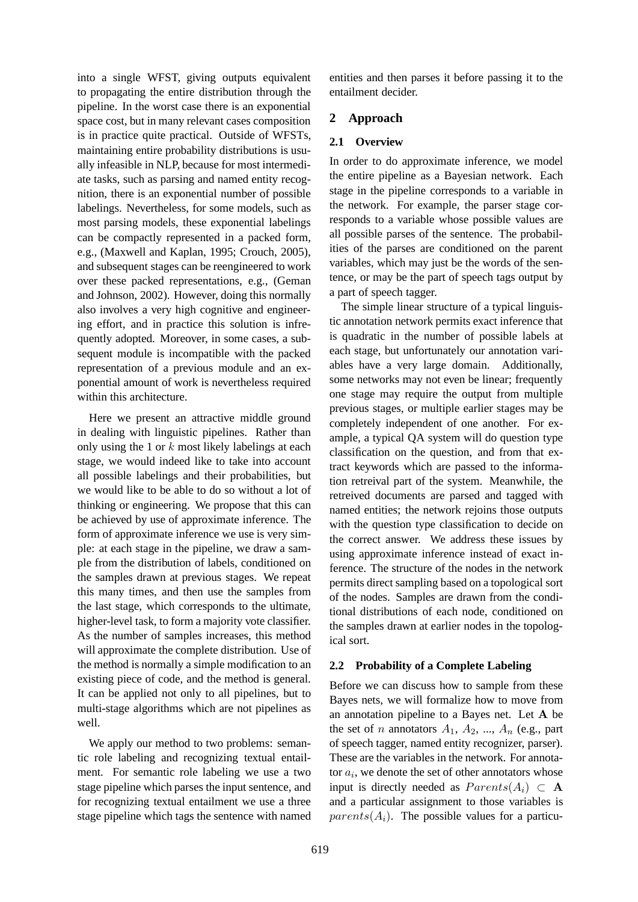into a single WFST, giving outputs equivalent to propagating the entire distribution through the pipeline. In the worst case there is an exponential space cost, but in many relevant cases composition is in practice quite practical. Outside of WFSTs, maintaining entire probability distributions is usually infeasible in NLP, because for most intermediate tasks, such as parsing and named entity recognition, there is an exponential number of possible labelings. Nevertheless, for some models, such as most parsing models, these exponential labelings can be compactly represented in a packed form, e.g., (Maxwell and Kaplan, 1995; Crouch, 2005), and subsequent stages can be reengineered to work over these packed representations, e.g., (Geman and Johnson, 2002). However, doing this normally also involves a very high cognitive and engineering effort, and in practice this solution is infrequently adopted. Moreover, in some cases, a subsequent module is incompatible with the packed representation of a previous module and an exponential amount of work is nevertheless required within this architecture.

Here we present an attractive middle ground in dealing with linguistic pipelines. Rather than only using the 1 or $k$ most likely labelings at each stage, we would indeed like to take into account all possible labelings and their probabilities, but we would like to be able to do so without a lot of thinking or engineering. We propose that this can be achieved by use of approximate inference. The form of approximate inference we use is very simple: at each stage in the pipeline, we draw a sample from the distribution of labels, conditioned on the samples drawn at previous stages. We repeat this many times, and then use the samples from the last stage, which corresponds to the ultimate, higher-level task, to form a majority vote classifier. As the number of samples increases, this method will approximate the complete distribution. Use of the method is normally a simple modification to an existing piece of code, and the method is general. It can be applied not only to all pipelines, but to multi-stage algorithms which are not pipelines as well.

We apply our method to two problems: semantic role labeling and recognizing textual entailment. For semantic role labeling we use a two stage pipeline which parses the input sentence, and for recognizing textual entailment we use a three stage pipeline which tags the sentence with named entities and then parses it before passing it to the entailment decider.

## 2 Approach

### 2.1 Overview

In order to do approximate inference, we model the entire pipeline as a Bayesian network. Each stage in the pipeline corresponds to a variable in the network. For example, the parser stage corresponds to a variable whose possible values are all possible parses of the sentence. The probabilities of the parses are conditioned on the parent variables, which may just be the words of the sentence, or may be the part of speech tags output by a part of speech tagger.

The simple linear structure of a typical linguistic annotation network permits exact inference that is quadratic in the number of possible labels at each stage, but unfortunately our annotation variables have a very large domain. Additionally, some networks may not even be linear; frequently one stage may require the output from multiple previous stages, or multiple earlier stages may be completely independent of one another. For example, a typical QA system will do question type classification on the question, and from that extract keywords which are passed to the information retreival part of the system. Meanwhile, the retreived documents are parsed and tagged with named entities; the network rejoins those outputs with the question type classification to decide on the correct answer. We address these issues by using approximate inference instead of exact inference. The structure of the nodes in the network permits direct sampling based on a topological sort of the nodes. Samples are drawn from the conditional distributions of each node, conditioned on the samples drawn at earlier nodes in the topological sort.

### 2.2 Probability of a Complete Labeling

Before we can discuss how to sample from these Bayes nets, we will formalize how to move from an annotation pipeline to a Bayes net. Let $\mathbf{A}$ be the set of $n$ annotators $A_1$, $A_2$, ..., $A_n$ (e.g., part of speech tagger, named entity recognizer, parser). These are the variables in the network. For annotator $a_i$, we denote the set of other annotators whose input is directly needed as $Parents(A_i) \subset \mathbf{A}$ and a particular assignment to those variables is $parents(A_i)$. The possible values for a particu-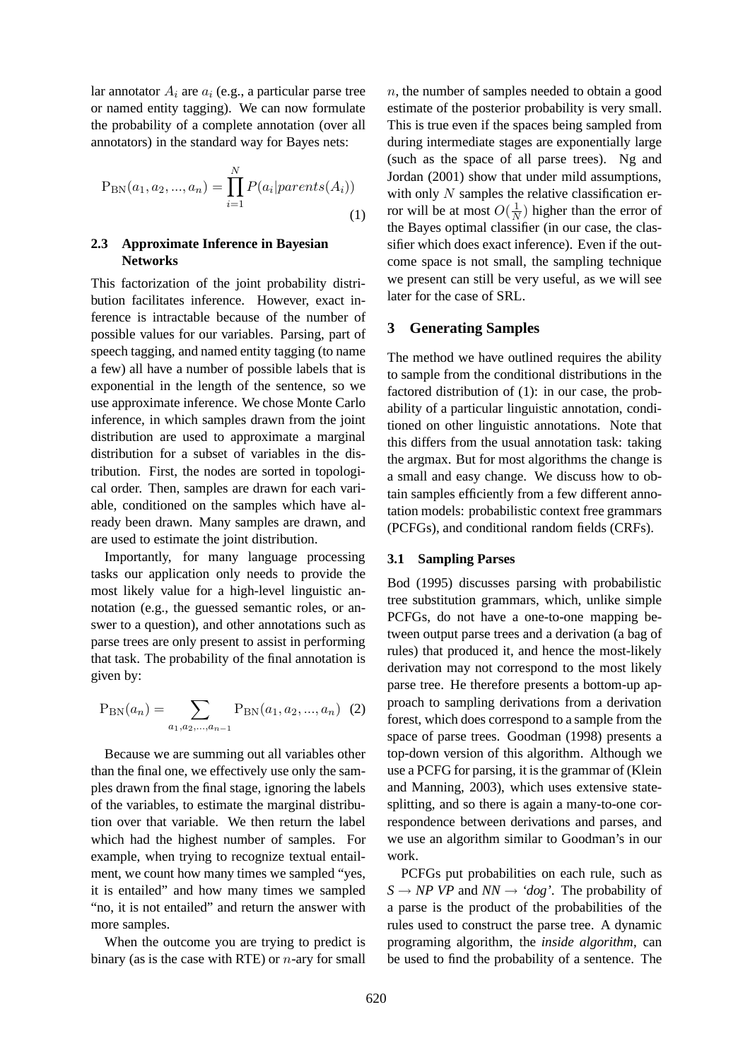lar annotator $A_i$ are $a_i$ (e.g., a particular parse tree or named entity tagging). We can now formulate the probability of a complete annotation (over all annotators) in the standard way for Bayes nets:

$$\mathrm{P_{BN}}(a_1, a_2, ..., a_n) = \prod_{i=1}^{N} P(a_i | parents(A_i)) \quad (1)$$

### 2.3 Approximate Inference in Bayesian Networks

This factorization of the joint probability distribution facilitates inference. However, exact inference is intractable because of the number of possible values for our variables. Parsing, part of speech tagging, and named entity tagging (to name a few) all have a number of possible labels that is exponential in the length of the sentence, so we use approximate inference. We chose Monte Carlo inference, in which samples drawn from the joint distribution are used to approximate a marginal distribution for a subset of variables in the distribution. First, the nodes are sorted in topological order. Then, samples are drawn for each variable, conditioned on the samples which have already been drawn. Many samples are drawn, and are used to estimate the joint distribution.

Importantly, for many language processing tasks our application only needs to provide the most likely value for a high-level linguistic annotation (e.g., the guessed semantic roles, or answer to a question), and other annotations such as parse trees are only present to assist in performing that task. The probability of the final annotation is given by:

$$\mathrm{P_{BN}}(a_n) = \sum_{a_1, a_2, ..., a_{n-1}} \mathrm{P_{BN}}(a_1, a_2, ..., a_n) \quad (2)$$

Because we are summing out all variables other than the final one, we effectively use only the samples drawn from the final stage, ignoring the labels of the variables, to estimate the marginal distribution over that variable. We then return the label which had the highest number of samples. For example, when trying to recognize textual entailment, we count how many times we sampled "yes, it is entailed" and how many times we sampled "no, it is not entailed" and return the answer with more samples.

When the outcome you are trying to predict is binary (as is the case with RTE) or $n$-ary for small $n$, the number of samples needed to obtain a good estimate of the posterior probability is very small. This is true even if the spaces being sampled from during intermediate stages are exponentially large (such as the space of all parse trees). Ng and Jordan (2001) show that under mild assumptions, with only $N$ samples the relative classification error will be at most $O(\frac{1}{N})$ higher than the error of the Bayes optimal classifier (in our case, the classifier which does exact inference). Even if the outcome space is not small, the sampling technique we present can still be very useful, as we will see later for the case of SRL.

## 3 Generating Samples

The method we have outlined requires the ability to sample from the conditional distributions in the factored distribution of (1): in our case, the probability of a particular linguistic annotation, conditioned on other linguistic annotations. Note that this differs from the usual annotation task: taking the argmax. But for most algorithms the change is a small and easy change. We discuss how to obtain samples efficiently from a few different annotation models: probabilistic context free grammars (PCFGs), and conditional random fields (CRFs).

### 3.1 Sampling Parses

Bod (1995) discusses parsing with probabilistic tree substitution grammars, which, unlike simple PCFGs, do not have a one-to-one mapping between output parse trees and a derivation (a bag of rules) that produced it, and hence the most-likely derivation may not correspond to the most likely parse tree. He therefore presents a bottom-up approach to sampling derivations from a derivation forest, which does correspond to a sample from the space of parse trees. Goodman (1998) presents a top-down version of this algorithm. Although we use a PCFG for parsing, it is the grammar of (Klein and Manning, 2003), which uses extensive state-splitting, and so there is again a many-to-one correspondence between derivations and parses, and we use an algorithm similar to Goodman's in our work.

PCFGs put probabilities on each rule, such as *S* → *NP VP* and *NN* → *'dog'*. The probability of a parse is the product of the probabilities of the rules used to construct the parse tree. A dynamic programing algorithm, the *inside algorithm*, can be used to find the probability of a sentence. The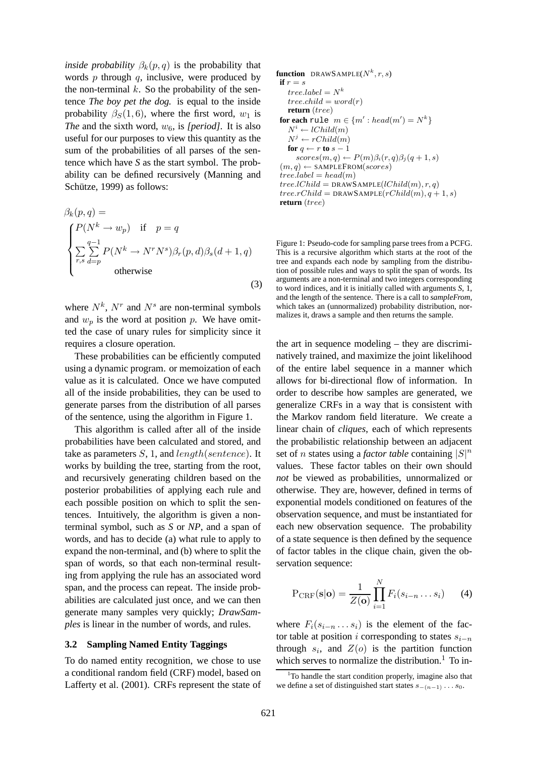*inside probability* $\beta_k(p,q)$ is the probability that words $p$ through $q$, inclusive, were produced by the non-terminal $k$. So the probability of the sentence *The boy pet the dog.* is equal to the inside probability $\beta_S(1,6)$, where the first word, $w_1$ is *The* and the sixth word, $w_6$, is *[period]*. It is also useful for our purposes to view this quantity as the sum of the probabilities of all parses of the sentence which have *S* as the start symbol. The probability can be defined recursively (Manning and Schütze, 1999) as follows:

$$\beta_k(p,q) = \begin{cases} P(N^k \rightarrow w_p) & \text{if} \quad p = q \\ \sum_{r,s} \sum_{d=p}^{q-1} P(N^k \rightarrow N^r N^s)\beta_r(p,d)\beta_s(d+1,q) & \\ \quad \text{otherwise} & \end{cases} \tag{3}$$

where $N^k$, $N^r$ and $N^s$ are non-terminal symbols and $w_p$ is the word at position $p$. We have omitted the case of unary rules for simplicity since it requires a closure operation.

These probabilities can be efficiently computed using a dynamic program. or memoization of each value as it is calculated. Once we have computed all of the inside probabilities, they can be used to generate parses from the distribution of all parses of the sentence, using the algorithm in Figure 1.

This algorithm is called after all of the inside probabilities have been calculated and stored, and take as parameters $S$, 1, and $length(sentence)$. It works by building the tree, starting from the root, and recursively generating children based on the posterior probabilities of applying each rule and each possible position on which to split the sentences. Intuitively, the algorithm is given a non-terminal symbol, such as *S* or *NP*, and a span of words, and has to decide (a) what rule to apply to expand the non-terminal, and (b) where to split the span of words, so that each non-terminal resulting from applying the rule has an associated word span, and the process can repeat. The inside probabilities are calculated just once, and we can then generate many samples very quickly; *DrawSamples* is linear in the number of words, and rules.

```
function DRAWSAMPLE(N^k, r, s)
 if r = s
   tree.label = N^k
   tree.child = word(r)
   return (tree)
 for each rule m ∈ {m' : head(m') = N^k}
   N^i ← lChild(m)
   N^j ← rChild(m)
   for q ← r to s − 1
     scores(m, q) ← P(m)β_i(r, q)β_j(q + 1, s)
 (m, q) ← SAMPLEFROM(scores)
 tree.label = head(m)
 tree.lChild = DRAWSAMPLE(lChild(m), r, q)
 tree.rChild = DRAWSAMPLE(rChild(m), q + 1, s)
 return (tree)
```

Figure 1: Pseudo-code for sampling parse trees from a PCFG. This is a recursive algorithm which starts at the root of the tree and expands each node by sampling from the distribution of possible rules and ways to split the span of words. Its arguments are a non-terminal and two integers corresponding to word indices, and it is initially called with arguments *S*, 1, and the length of the sentence. There is a call to *sampleFrom*, which takes an (unnormalized) probability distribution, normalizes it, draws a sample and then returns the sample.

### 3.2 Sampling Named Entity Taggings

To do named entity recognition, we chose to use a conditional random field (CRF) model, based on Lafferty et al. (2001). CRFs represent the state of the art in sequence modeling – they are discriminatively trained, and maximize the joint likelihood of the entire label sequence in a manner which allows for bi-directional flow of information. In order to describe how samples are generated, we generalize CRFs in a way that is consistent with the Markov random field literature. We create a linear chain of *cliques*, each of which represents the probabilistic relationship between an adjacent set of $n$ states using a *factor table* containing $|S|^n$ values. These factor tables on their own should *not* be viewed as probabilities, unnormalized or otherwise. They are, however, defined in terms of exponential models conditioned on features of the observation sequence, and must be instantiated for each new observation sequence. The probability of a state sequence is then defined by the sequence of factor tables in the clique chain, given the observation sequence:

$$\mathrm{P}_{\mathrm{CRF}}(\mathbf{s}|\mathbf{o}) = \frac{1}{Z(\mathbf{o})} \prod_{i=1}^{N} F_i(s_{i-n} \dots s_i) \tag{4}$$

where $F_i(s_{i-n} \dots s_i)$ is the element of the factor table at position $i$ corresponding to states $s_{i-n}$ through $s_i$, and $Z(o)$ is the partition function which serves to normalize the distribution.[1] To in-

[1] To handle the start condition properly, imagine also that we define a set of distinguished start states $s_{-(n-1)} \dots s_0$.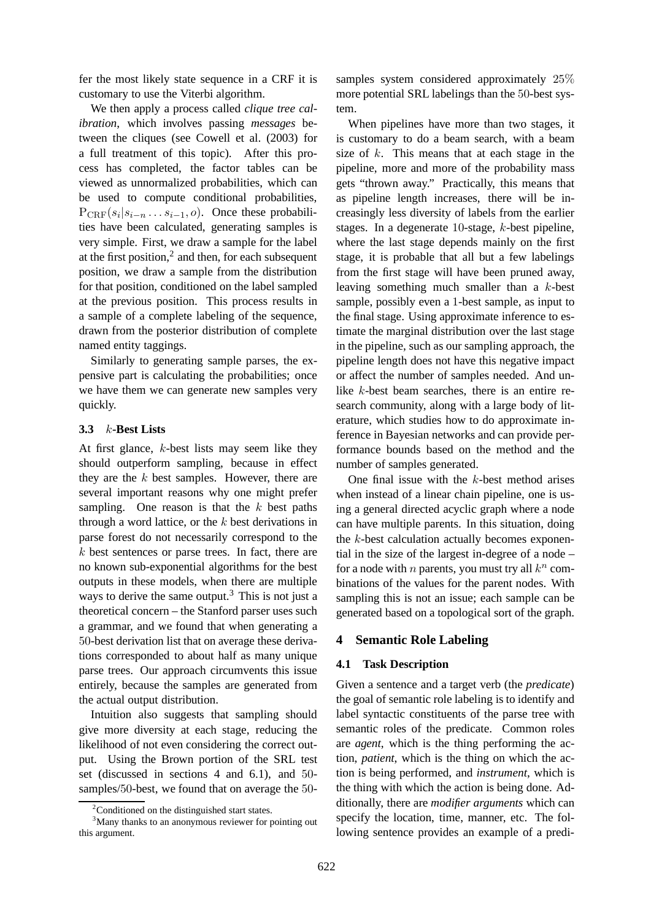fer the most likely state sequence in a CRF it is customary to use the Viterbi algorithm.

We then apply a process called *clique tree calibration*, which involves passing *messages* between the cliques (see Cowell et al. (2003) for a full treatment of this topic). After this process has completed, the factor tables can be viewed as unnormalized probabilities, which can be used to compute conditional probabilities, $\mathrm{P}_{\mathrm{CRF}}(s_i|s_{i-n} \ldots s_{i-1}, o)$. Once these probabilities have been calculated, generating samples is very simple. First, we draw a sample for the label at the first position,[2] and then, for each subsequent position, we draw a sample from the distribution for that position, conditioned on the label sampled at the previous position. This process results in a sample of a complete labeling of the sequence, drawn from the posterior distribution of complete named entity taggings.

Similarly to generating sample parses, the expensive part is calculating the probabilities; once we have them we can generate new samples very quickly.

### 3.3 $k$-Best Lists

At first glance, $k$-best lists may seem like they should outperform sampling, because in effect they are the $k$ best samples. However, there are several important reasons why one might prefer sampling. One reason is that the $k$ best paths through a word lattice, or the $k$ best derivations in parse forest do not necessarily correspond to the $k$ best sentences or parse trees. In fact, there are no known sub-exponential algorithms for the best outputs in these models, when there are multiple ways to derive the same output.[3] This is not just a theoretical concern – the Stanford parser uses such a grammar, and we found that when generating a 50-best derivation list that on average these derivations corresponded to about half as many unique parse trees. Our approach circumvents this issue entirely, because the samples are generated from the actual output distribution.

Intuition also suggests that sampling should give more diversity at each stage, reducing the likelihood of not even considering the correct output. Using the Brown portion of the SRL test set (discussed in sections 4 and 6.1), and 50-samples/50-best, we found that on average the 50-samples system considered approximately 25% more potential SRL labelings than the 50-best system.

When pipelines have more than two stages, it is customary to do a beam search, with a beam size of $k$. This means that at each stage in the pipeline, more and more of the probability mass gets "thrown away." Practically, this means that as pipeline length increases, there will be increasingly less diversity of labels from the earlier stages. In a degenerate 10-stage, $k$-best pipeline, where the last stage depends mainly on the first stage, it is probable that all but a few labelings from the first stage will have been pruned away, leaving something much smaller than a $k$-best sample, possibly even a 1-best sample, as input to the final stage. Using approximate inference to estimate the marginal distribution over the last stage in the pipeline, such as our sampling approach, the pipeline length does not have this negative impact or affect the number of samples needed. And unlike $k$-best beam searches, there is an entire research community, along with a large body of literature, which studies how to do approximate inference in Bayesian networks and can provide performance bounds based on the method and the number of samples generated.

One final issue with the $k$-best method arises when instead of a linear chain pipeline, one is using a general directed acyclic graph where a node can have multiple parents. In this situation, doing the $k$-best calculation actually becomes exponential in the size of the largest in-degree of a node – for a node with $n$ parents, you must try all $k^n$ combinations of the values for the parent nodes. With sampling this is not an issue; each sample can be generated based on a topological sort of the graph.

## 4 Semantic Role Labeling

### 4.1 Task Description

Given a sentence and a target verb (the *predicate*) the goal of semantic role labeling is to identify and label syntactic constituents of the parse tree with semantic roles of the predicate. Common roles are *agent*, which is the thing performing the action, *patient*, which is the thing on which the action is being performed, and *instrument*, which is the thing with which the action is being done. Additionally, there are *modifier arguments* which can specify the location, time, manner, etc. The following sentence provides an example of a predi-

[2] Conditioned on the distinguished start states.

[3] Many thanks to an anonymous reviewer for pointing out this argument.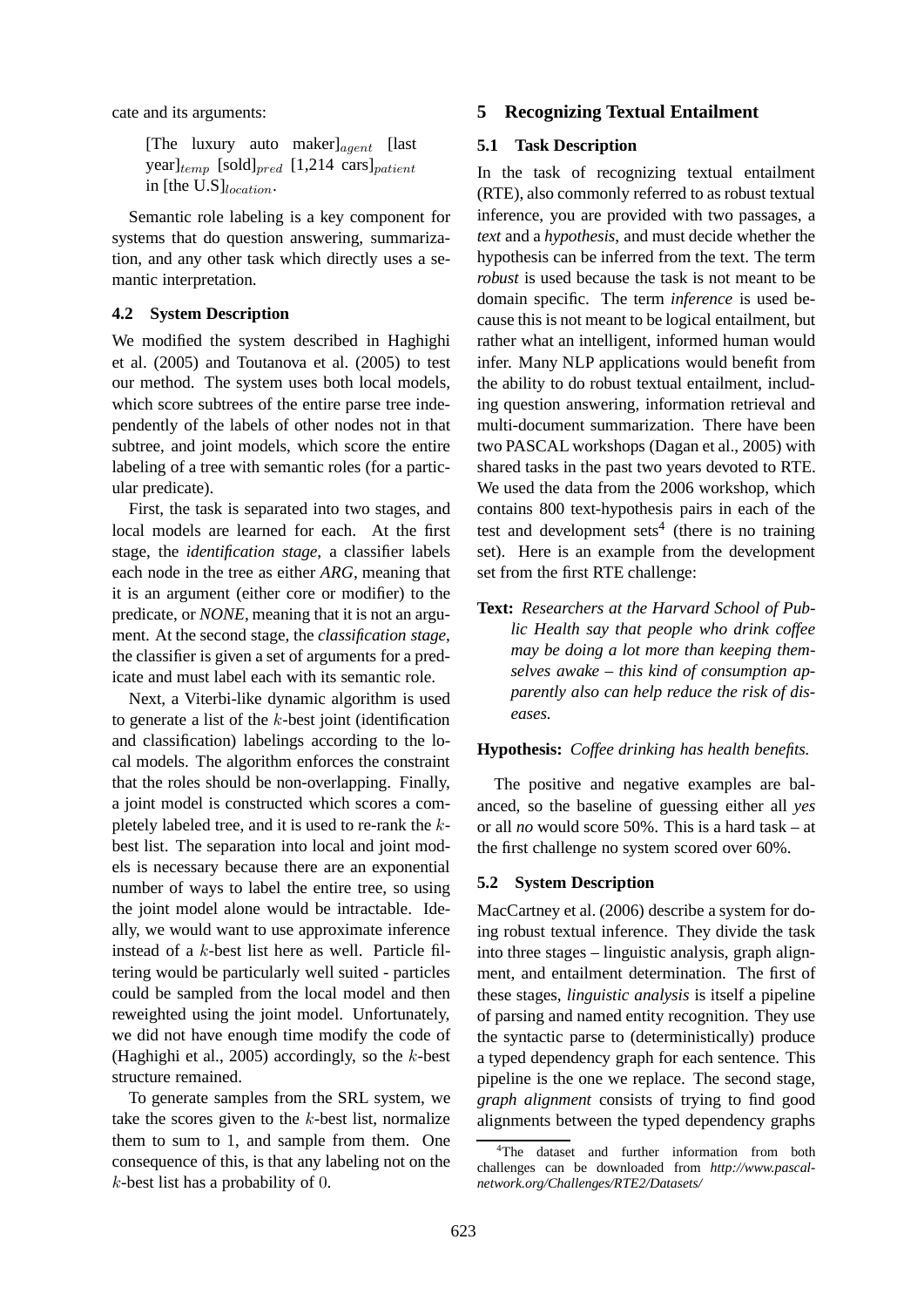cate and its arguments:

> [The luxury auto maker]$_{agent}$ [last year]$_{temp}$ [sold]$_{pred}$ [1,214 cars]$_{patient}$ in [the U.S]$_{location}$.

Semantic role labeling is a key component for systems that do question answering, summarization, and any other task which directly uses a semantic interpretation.

### 4.2 System Description

We modified the system described in Haghighi et al. (2005) and Toutanova et al. (2005) to test our method. The system uses both local models, which score subtrees of the entire parse tree independently of the labels of other nodes not in that subtree, and joint models, which score the entire labeling of a tree with semantic roles (for a particular predicate).

First, the task is separated into two stages, and local models are learned for each. At the first stage, the *identification stage*, a classifier labels each node in the tree as either *ARG*, meaning that it is an argument (either core or modifier) to the predicate, or *NONE*, meaning that it is not an argument. At the second stage, the *classification stage*, the classifier is given a set of arguments for a predicate and must label each with its semantic role.

Next, a Viterbi-like dynamic algorithm is used to generate a list of the $k$-best joint (identification and classification) labelings according to the local models. The algorithm enforces the constraint that the roles should be non-overlapping. Finally, a joint model is constructed which scores a completely labeled tree, and it is used to re-rank the $k$-best list. The separation into local and joint models is necessary because there are an exponential number of ways to label the entire tree, so using the joint model alone would be intractable. Ideally, we would want to use approximate inference instead of a $k$-best list here as well. Particle filtering would be particularly well suited - particles could be sampled from the local model and then reweighted using the joint model. Unfortunately, we did not have enough time modify the code of (Haghighi et al., 2005) accordingly, so the $k$-best structure remained.

To generate samples from the SRL system, we take the scores given to the $k$-best list, normalize them to sum to 1, and sample from them. One consequence of this, is that any labeling not on the $k$-best list has a probability of 0.

## 5 Recognizing Textual Entailment

### 5.1 Task Description

In the task of recognizing textual entailment (RTE), also commonly referred to as robust textual inference, you are provided with two passages, a *text* and a *hypothesis*, and must decide whether the hypothesis can be inferred from the text. The term *robust* is used because the task is not meant to be domain specific. The term *inference* is used because this is not meant to be logical entailment, but rather what an intelligent, informed human would infer. Many NLP applications would benefit from the ability to do robust textual entailment, including question answering, information retrieval and multi-document summarization. There have been two PASCAL workshops (Dagan et al., 2005) with shared tasks in the past two years devoted to RTE. We used the data from the 2006 workshop, which contains 800 text-hypothesis pairs in each of the test and development sets[4] (there is no training set). Here is an example from the development set from the first RTE challenge:

**Text:** *Researchers at the Harvard School of Public Health say that people who drink coffee may be doing a lot more than keeping themselves awake – this kind of consumption apparently also can help reduce the risk of diseases.*

**Hypothesis:** *Coffee drinking has health benefits.*

The positive and negative examples are balanced, so the baseline of guessing either all *yes* or all *no* would score 50%. This is a hard task – at the first challenge no system scored over 60%.

### 5.2 System Description

MacCartney et al. (2006) describe a system for doing robust textual inference. They divide the task into three stages – linguistic analysis, graph alignment, and entailment determination. The first of these stages, *linguistic analysis* is itself a pipeline of parsing and named entity recognition. They use the syntactic parse to (deterministically) produce a typed dependency graph for each sentence. This pipeline is the one we replace. The second stage, *graph alignment* consists of trying to find good alignments between the typed dependency graphs

[4] The dataset and further information from both challenges can be downloaded from *http://www.pascal-network.org/Challenges/RTE2/Datasets/*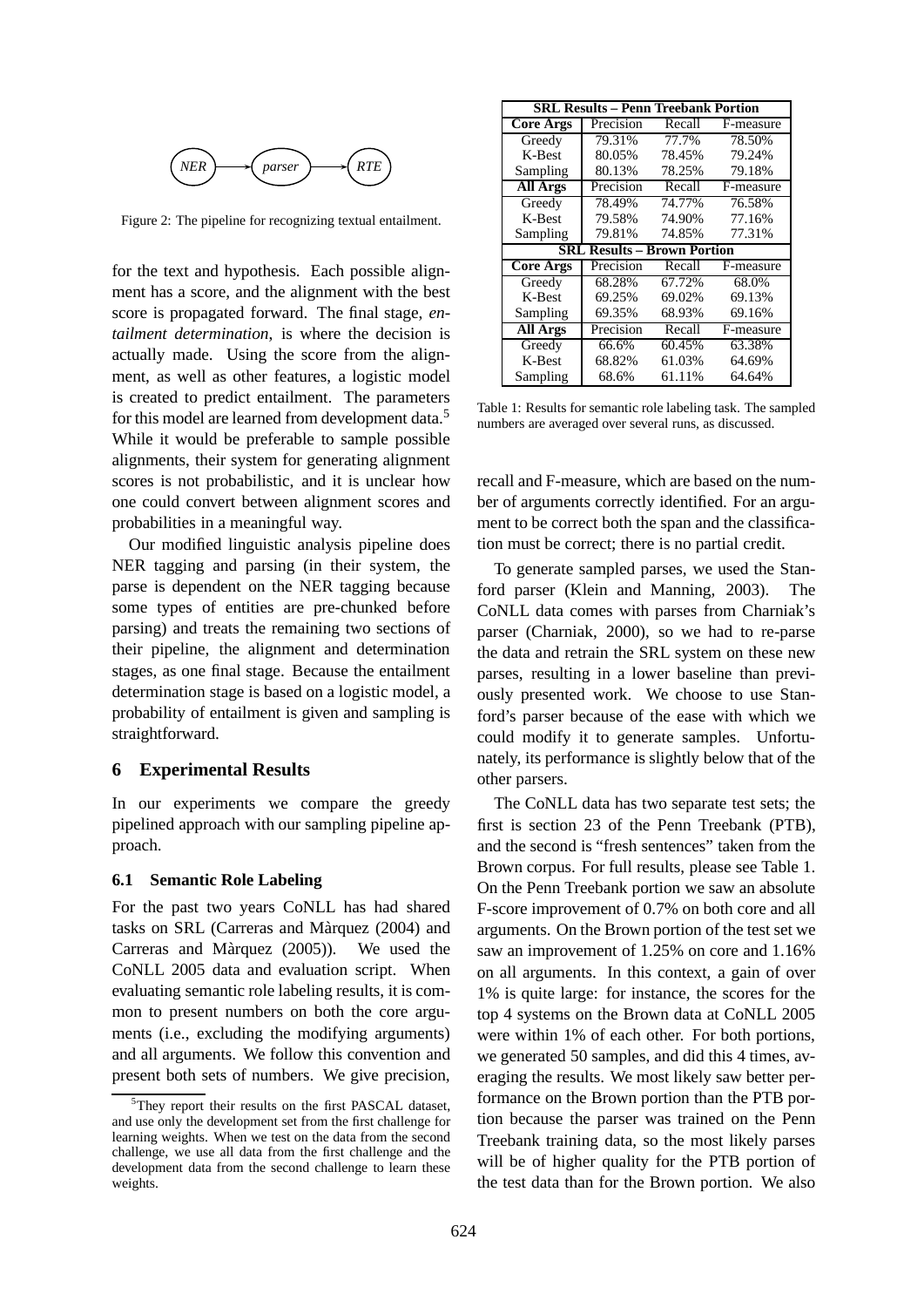NER → parser → RTE

Figure 2: The pipeline for recognizing textual entailment.

for the text and hypothesis. Each possible alignment has a score, and the alignment with the best score is propagated forward. The final stage, *entailment determination*, is where the decision is actually made. Using the score from the alignment, as well as other features, a logistic model is created to predict entailment. The parameters for this model are learned from development data.[5] While it would be preferable to sample possible alignments, their system for generating alignment scores is not probabilistic, and it is unclear how one could convert between alignment scores and probabilities in a meaningful way.

Our modified linguistic analysis pipeline does NER tagging and parsing (in their system, the parse is dependent on the NER tagging because some types of entities are pre-chunked before parsing) and treats the remaining two sections of their pipeline, the alignment and determination stages, as one final stage. Because the entailment determination stage is based on a logistic model, a probability of entailment is given and sampling is straightforward.

## 6 Experimental Results

In our experiments we compare the greedy pipelined approach with our sampling pipeline approach.

### 6.1 Semantic Role Labeling

For the past two years CoNLL has had shared tasks on SRL (Carreras and Màrquez (2004) and Carreras and Màrquez (2005)). We used the CoNLL 2005 data and evaluation script. When evaluating semantic role labeling results, it is common to present numbers on both the core arguments (i.e., excluding the modifying arguments) and all arguments. We follow this convention and present both sets of numbers. We give precision, recall and F-measure, which are based on the number of arguments correctly identified. For an argument to be correct both the span and the classification must be correct; there is no partial credit.

| **SRL Results – Penn Treebank Portion** | | | |
|---|---|---|---|
| **Core Args** | Precision | Recall | F-measure |
| Greedy | 79.31% | 77.7% | 78.50% |
| K-Best | 80.05% | 78.45% | 79.24% |
| Sampling | 80.13% | 78.25% | 79.18% |
| **All Args** | Precision | Recall | F-measure |
| Greedy | 78.49% | 74.77% | 76.58% |
| K-Best | 79.58% | 74.90% | 77.16% |
| Sampling | 79.81% | 74.85% | 77.31% |
| **SRL Results – Brown Portion** | | | |
| **Core Args** | Precision | Recall | F-measure |
| Greedy | 68.28% | 67.72% | 68.0% |
| K-Best | 69.25% | 69.02% | 69.13% |
| Sampling | 69.35% | 68.93% | 69.16% |
| **All Args** | Precision | Recall | F-measure |
| Greedy | 66.6% | 60.45% | 63.38% |
| K-Best | 68.82% | 61.03% | 64.69% |
| Sampling | 68.6% | 61.11% | 64.64% |

Table 1: Results for semantic role labeling task. The sampled numbers are averaged over several runs, as discussed.

To generate sampled parses, we used the Stanford parser (Klein and Manning, 2003). The CoNLL data comes with parses from Charniak's parser (Charniak, 2000), so we had to re-parse the data and retrain the SRL system on these new parses, resulting in a lower baseline than previously presented work. We choose to use Stanford's parser because of the ease with which we could modify it to generate samples. Unfortunately, its performance is slightly below that of the other parsers.

The CoNLL data has two separate test sets; the first is section 23 of the Penn Treebank (PTB), and the second is "fresh sentences" taken from the Brown corpus. For full results, please see Table 1. On the Penn Treebank portion we saw an absolute F-score improvement of 0.7% on both core and all arguments. On the Brown portion of the test set we saw an improvement of 1.25% on core and 1.16% on all arguments. In this context, a gain of over 1% is quite large: for instance, the scores for the top 4 systems on the Brown data at CoNLL 2005 were within 1% of each other. For both portions, we generated 50 samples, and did this 4 times, averaging the results. We most likely saw better performance on the Brown portion than the PTB portion because the parser was trained on the Penn Treebank training data, so the most likely parses will be of higher quality for the PTB portion of the test data than for the Brown portion. We also

[5] They report their results on the first PASCAL dataset, and use only the development set from the first challenge for learning weights. When we test on the data from the second challenge, we use all data from the first challenge and the development data from the second challenge to learn these weights.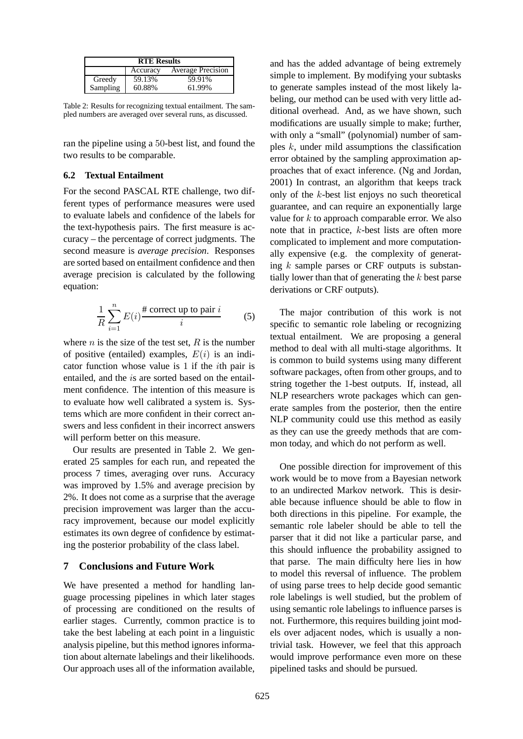| RTE Results | | |
|---|---|---|
| | Accuracy | Average Precision |
| Greedy | 59.13% | 59.91% |
| Sampling | 60.88% | 61.99% |

Table 2: Results for recognizing textual entailment. The sampled numbers are averaged over several runs, as discussed.

ran the pipeline using a 50-best list, and found the two results to be comparable.

### 6.2 Textual Entailment

For the second PASCAL RTE challenge, two different types of performance measures were used to evaluate labels and confidence of the labels for the text-hypothesis pairs. The first measure is accuracy – the percentage of correct judgments. The second measure is *average precision*. Responses are sorted based on entailment confidence and then average precision is calculated by the following equation:

$$\frac{1}{R}\sum_{i=1}^{n} E(i)\frac{\text{\# correct up to pair } i}{i} \qquad (5)$$

where $n$ is the size of the test set, $R$ is the number of positive (entailed) examples, $E(i)$ is an indicator function whose value is 1 if the $i$th pair is entailed, and the $i$s are sorted based on the entailment confidence. The intention of this measure is to evaluate how well calibrated a system is. Systems which are more confident in their correct answers and less confident in their incorrect answers will perform better on this measure.

Our results are presented in Table 2. We generated 25 samples for each run, and repeated the process 7 times, averaging over runs. Accuracy was improved by 1.5% and average precision by 2%. It does not come as a surprise that the average precision improvement was larger than the accuracy improvement, because our model explicitly estimates its own degree of confidence by estimating the posterior probability of the class label.

## 7 Conclusions and Future Work

We have presented a method for handling language processing pipelines in which later stages of processing are conditioned on the results of earlier stages. Currently, common practice is to take the best labeling at each point in a linguistic analysis pipeline, but this method ignores information about alternate labelings and their likelihoods. Our approach uses all of the information available, and has the added advantage of being extremely simple to implement. By modifying your subtasks to generate samples instead of the most likely labeling, our method can be used with very little additional overhead. And, as we have shown, such modifications are usually simple to make; further, with only a "small" (polynomial) number of samples $k$, under mild assumptions the classification error obtained by the sampling approximation approaches that of exact inference. (Ng and Jordan, 2001) In contrast, an algorithm that keeps track only of the $k$-best list enjoys no such theoretical guarantee, and can require an exponentially large value for $k$ to approach comparable error. We also note that in practice, $k$-best lists are often more complicated to implement and more computationally expensive (e.g. the complexity of generating $k$ sample parses or CRF outputs is substantially lower than that of generating the $k$ best parse derivations or CRF outputs).

The major contribution of this work is not specific to semantic role labeling or recognizing textual entailment. We are proposing a general method to deal with all multi-stage algorithms. It is common to build systems using many different software packages, often from other groups, and to string together the 1-best outputs. If, instead, all NLP researchers wrote packages which can generate samples from the posterior, then the entire NLP community could use this method as easily as they can use the greedy methods that are common today, and which do not perform as well.

One possible direction for improvement of this work would be to move from a Bayesian network to an undirected Markov network. This is desirable because influence should be able to flow in both directions in this pipeline. For example, the semantic role labeler should be able to tell the parser that it did not like a particular parse, and this should influence the probability assigned to that parse. The main difficulty here lies in how to model this reversal of influence. The problem of using parse trees to help decide good semantic role labelings is well studied, but the problem of using semantic role labelings to influence parses is not. Furthermore, this requires building joint models over adjacent nodes, which is usually a non-trivial task. However, we feel that this approach would improve performance even more on these pipelined tasks and should be pursued.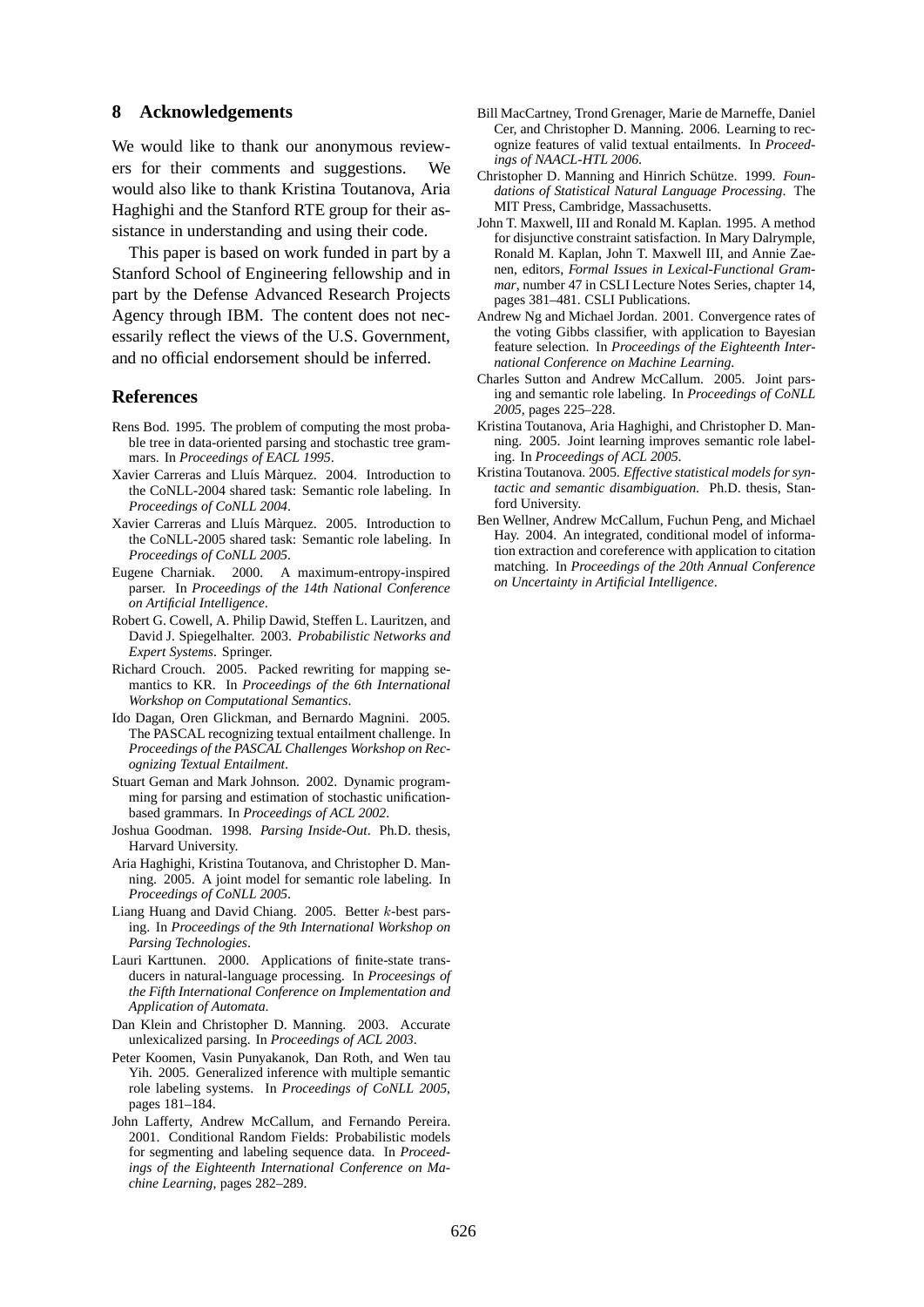## 8 Acknowledgements

We would like to thank our anonymous reviewers for their comments and suggestions. We would also like to thank Kristina Toutanova, Aria Haghighi and the Stanford RTE group for their assistance in understanding and using their code.

This paper is based on work funded in part by a Stanford School of Engineering fellowship and in part by the Defense Advanced Research Projects Agency through IBM. The content does not necessarily reflect the views of the U.S. Government, and no official endorsement should be inferred.

## References

Rens Bod. 1995. The problem of computing the most probable tree in data-oriented parsing and stochastic tree grammars. In *Proceedings of EACL 1995*.

Xavier Carreras and Lluís Màrquez. 2004. Introduction to the CoNLL-2004 shared task: Semantic role labeling. In *Proceedings of CoNLL 2004*.

Xavier Carreras and Lluís Màrquez. 2005. Introduction to the CoNLL-2005 shared task: Semantic role labeling. In *Proceedings of CoNLL 2005*.

Eugene Charniak. 2000. A maximum-entropy-inspired parser. In *Proceedings of the 14th National Conference on Artificial Intelligence*.

Robert G. Cowell, A. Philip Dawid, Steffen L. Lauritzen, and David J. Spiegelhalter. 2003. *Probabilistic Networks and Expert Systems*. Springer.

Richard Crouch. 2005. Packed rewriting for mapping semantics to KR. In *Proceedings of the 6th International Workshop on Computational Semantics*.

Ido Dagan, Oren Glickman, and Bernardo Magnini. 2005. The PASCAL recognizing textual entailment challenge. In *Proceedings of the PASCAL Challenges Workshop on Recognizing Textual Entailment*.

Stuart Geman and Mark Johnson. 2002. Dynamic programming for parsing and estimation of stochastic unification-based grammars. In *Proceedings of ACL 2002*.

Joshua Goodman. 1998. *Parsing Inside-Out*. Ph.D. thesis, Harvard University.

Aria Haghighi, Kristina Toutanova, and Christopher D. Manning. 2005. A joint model for semantic role labeling. In *Proceedings of CoNLL 2005*.

Liang Huang and David Chiang. 2005. Better $k$-best parsing. In *Proceedings of the 9th International Workshop on Parsing Technologies*.

Lauri Karttunen. 2000. Applications of finite-state transducers in natural-language processing. In *Proceesings of the Fifth International Conference on Implementation and Application of Automata*.

Dan Klein and Christopher D. Manning. 2003. Accurate unlexicalized parsing. In *Proceedings of ACL 2003*.

Peter Koomen, Vasin Punyakanok, Dan Roth, and Wen tau Yih. 2005. Generalized inference with multiple semantic role labeling systems. In *Proceedings of CoNLL 2005*, pages 181–184.

John Lafferty, Andrew McCallum, and Fernando Pereira. 2001. Conditional Random Fields: Probabilistic models for segmenting and labeling sequence data. In *Proceedings of the Eighteenth International Conference on Machine Learning*, pages 282–289.

Bill MacCartney, Trond Grenager, Marie de Marneffe, Daniel Cer, and Christopher D. Manning. 2006. Learning to recognize features of valid textual entailments. In *Proceedings of NAACL-HTL 2006*.

Christopher D. Manning and Hinrich Schütze. 1999. *Foundations of Statistical Natural Language Processing*. The MIT Press, Cambridge, Massachusetts.

John T. Maxwell, III and Ronald M. Kaplan. 1995. A method for disjunctive constraint satisfaction. In Mary Dalrymple, Ronald M. Kaplan, John T. Maxwell III, and Annie Zaenen, editors, *Formal Issues in Lexical-Functional Grammar*, number 47 in CSLI Lecture Notes Series, chapter 14, pages 381–481. CSLI Publications.

Andrew Ng and Michael Jordan. 2001. Convergence rates of the voting Gibbs classifier, with application to Bayesian feature selection. In *Proceedings of the Eighteenth International Conference on Machine Learning*.

Charles Sutton and Andrew McCallum. 2005. Joint parsing and semantic role labeling. In *Proceedings of CoNLL 2005*, pages 225–228.

Kristina Toutanova, Aria Haghighi, and Christopher D. Manning. 2005. Joint learning improves semantic role labeling. In *Proceedings of ACL 2005*.

Kristina Toutanova. 2005. *Effective statistical models for syntactic and semantic disambiguation*. Ph.D. thesis, Stanford University.

Ben Wellner, Andrew McCallum, Fuchun Peng, and Michael Hay. 2004. An integrated, conditional model of information extraction and coreference with application to citation matching. In *Proceedings of the 20th Annual Conference on Uncertainty in Artificial Intelligence*.